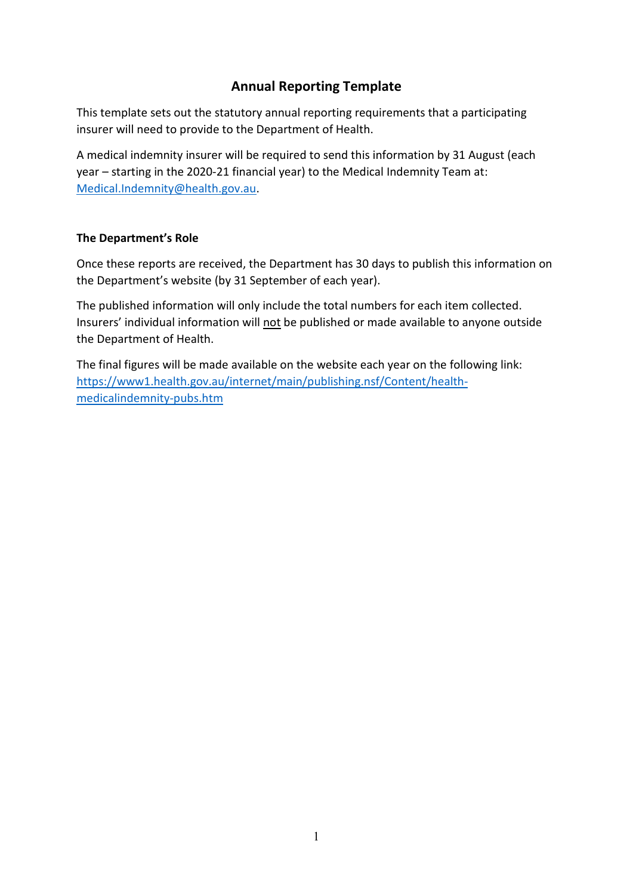# Annual Reporting Template

This template sets out the statutory annual reporting requirements that a participating insurer will need to provide to the Department of Health.

A medical indemnity insurer will be required to send this information by 31 August (each year – starting in the 2020-21 financial year) to the Medical Indemnity Team at: Medical.Indemnity@health.gov.au.

## The Department's Role

Once these reports are received, the Department has 30 days to publish this information on the Department's website (by 31 September of each year).

The published information will only include the total numbers for each item collected. Insurers' individual information will not be published or made available to anyone outside the Department of Health.

The final figures will be made available on the website each year on the following link: https://www1.health.gov.au/internet/main/publishing.nsf/Content/health-medicalindemnity-pubs.htm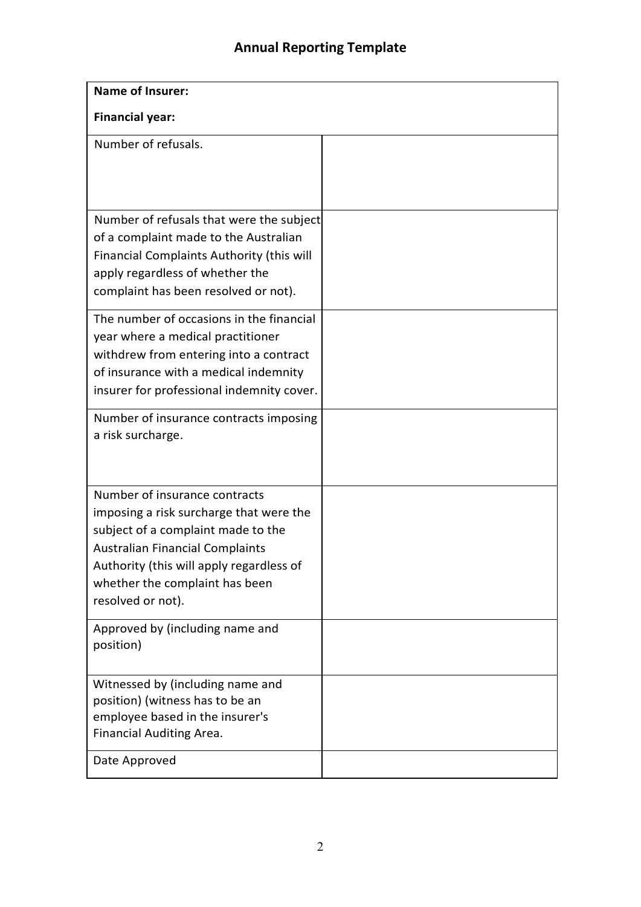## Annual Reporting Template

| | |
|---|---|
| **Name of Insurer:**<br>**Financial year:** | |
| Number of refusals. | |
| Number of refusals that were the subject of a complaint made to the Australian Financial Complaints Authority (this will apply regardless of whether the complaint has been resolved or not). | |
| The number of occasions in the financial year where a medical practitioner withdrew from entering into a contract of insurance with a medical indemnity insurer for professional indemnity cover. | |
| Number of insurance contracts imposing a risk surcharge. | |
| Number of insurance contracts imposing a risk surcharge that were the subject of a complaint made to the Australian Financial Complaints Authority (this will apply regardless of whether the complaint has been resolved or not). | |
| Approved by (including name and position) | |
| Witnessed by (including name and position) (witness has to be an employee based in the insurer's Financial Auditing Area. | |
| Date Approved | |